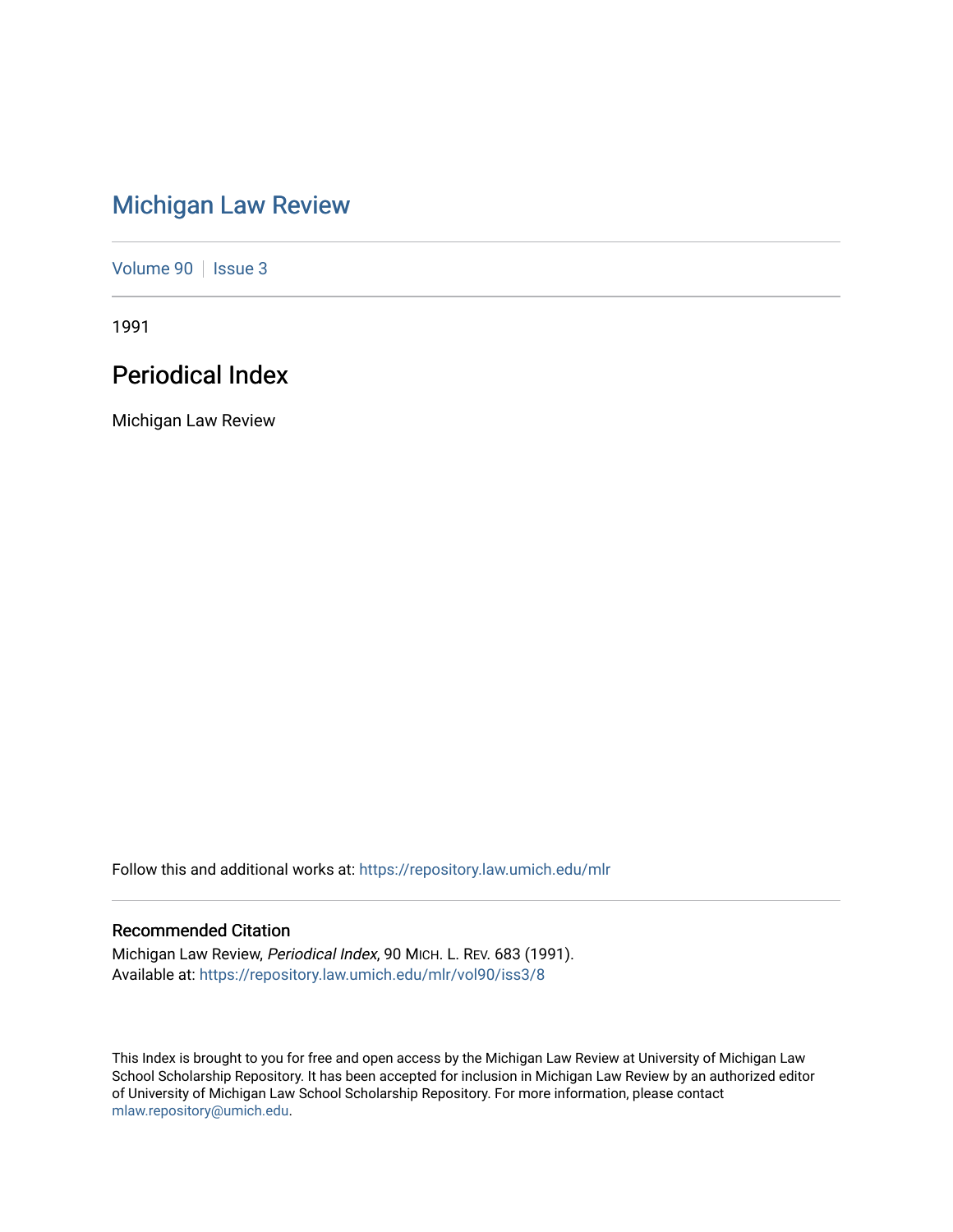# Michigan Law Review

Volume 90 | Issue 3

1991

## Periodical Index

Michigan Law Review

Follow this and additional works at: https://repository.law.umich.edu/mlr

### Recommended Citation

Michigan Law Review, *Periodical Index*, 90 MICH. L. REV. 683 (1991).
Available at: https://repository.law.umich.edu/mlr/vol90/iss3/8

This Index is brought to you for free and open access by the Michigan Law Review at University of Michigan Law School Scholarship Repository. It has been accepted for inclusion in Michigan Law Review by an authorized editor of University of Michigan Law School Scholarship Repository. For more information, please contact mlaw.repository@umich.edu.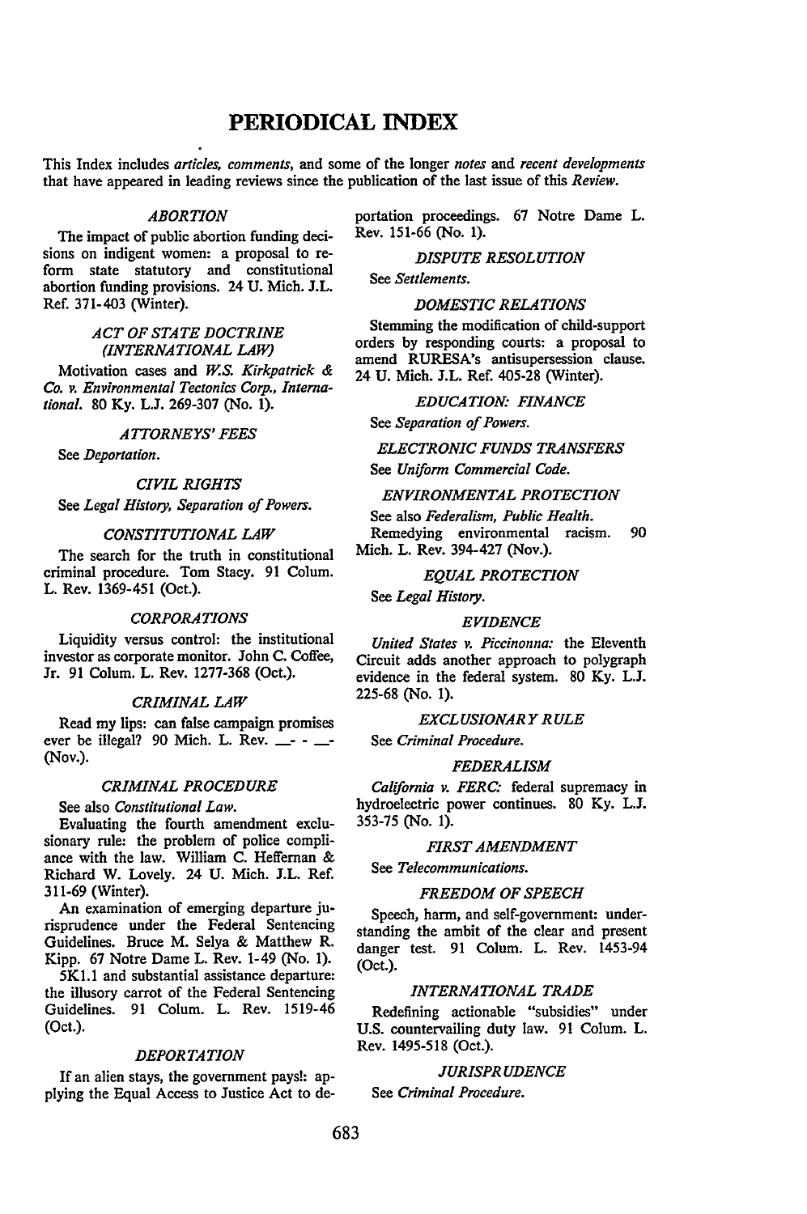# PERIODICAL INDEX

This Index includes *articles, comments,* and some of the longer *notes* and *recent developments* that have appeared in leading reviews since the publication of the last issue of this *Review.*

### *ABORTION*

The impact of public abortion funding decisions on indigent women: a proposal to reform state statutory and constitutional abortion funding provisions. 24 U. Mich. J.L. Ref. 371-403 (Winter).

### *ACT OF STATE DOCTRINE (INTERNATIONAL LAW)*

Motivation cases and *W.S. Kirkpatrick & Co. v. Environmental Tectonics Corp., International.* 80 Ky. L.J. 269-307 (No. 1).

### *ATTORNEYS' FEES*

See *Deportation.*

### *CIVIL RIGHTS*

See *Legal History, Separation of Powers.*

### *CONSTITUTIONAL LAW*

The search for the truth in constitutional criminal procedure. Tom Stacy. 91 Colum. L. Rev. 1369-451 (Oct.).

### *CORPORATIONS*

Liquidity versus control: the institutional investor as corporate monitor. John C. Coffee, Jr. 91 Colum. L. Rev. 1277-368 (Oct.).

### *CRIMINAL LAW*

Read my lips: can false campaign promises ever be illegal? 90 Mich. L. Rev. __- - __- (Nov.).

### *CRIMINAL PROCEDURE*

See also *Constitutional Law.*

Evaluating the fourth amendment exclusionary rule: the problem of police compliance with the law. William C. Heffernan & Richard W. Lovely. 24 U. Mich. J.L. Ref. 311-69 (Winter).

An examination of emerging departure jurisprudence under the Federal Sentencing Guidelines. Bruce M. Selya & Matthew R. Kipp. 67 Notre Dame L. Rev. 1-49 (No. 1).

5K1.1 and substantial assistance departure: the illusory carrot of the Federal Sentencing Guidelines. 91 Colum. L. Rev. 1519-46 (Oct.).

### *DEPORTATION*

If an alien stays, the government pays!: applying the Equal Access to Justice Act to deportation proceedings. 67 Notre Dame L. Rev. 151-66 (No. 1).

### *DISPUTE RESOLUTION*

See *Settlements.*

### *DOMESTIC RELATIONS*

Stemming the modification of child-support orders by responding courts: a proposal to amend RURESA's antisupersession clause. 24 U. Mich. J.L. Ref. 405-28 (Winter).

### *EDUCATION: FINANCE*

See *Separation of Powers.*

### *ELECTRONIC FUNDS TRANSFERS*

See *Uniform Commercial Code.*

### *ENVIRONMENTAL PROTECTION*

See also *Federalism, Public Health.*

Remedying environmental racism. 90 Mich. L. Rev. 394-427 (Nov.).

### *EQUAL PROTECTION*

See *Legal History.*

### *EVIDENCE*

*United States v. Piccinonna:* the Eleventh Circuit adds another approach to polygraph evidence in the federal system. 80 Ky. L.J. 225-68 (No. 1).

### *EXCLUSIONARY RULE*

See *Criminal Procedure.*

### *FEDERALISM*

*California v. FERC:* federal supremacy in hydroelectric power continues. 80 Ky. L.J. 353-75 (No. 1).

### *FIRST AMENDMENT*

See *Telecommunications.*

### *FREEDOM OF SPEECH*

Speech, harm, and self-government: understanding the ambit of the clear and present danger test. 91 Colum. L. Rev. 1453-94 (Oct.).

### *INTERNATIONAL TRADE*

Redefining actionable "subsidies" under U.S. countervailing duty law. 91 Colum. L. Rev. 1495-518 (Oct.).

### *JURISPRUDENCE*

See *Criminal Procedure.*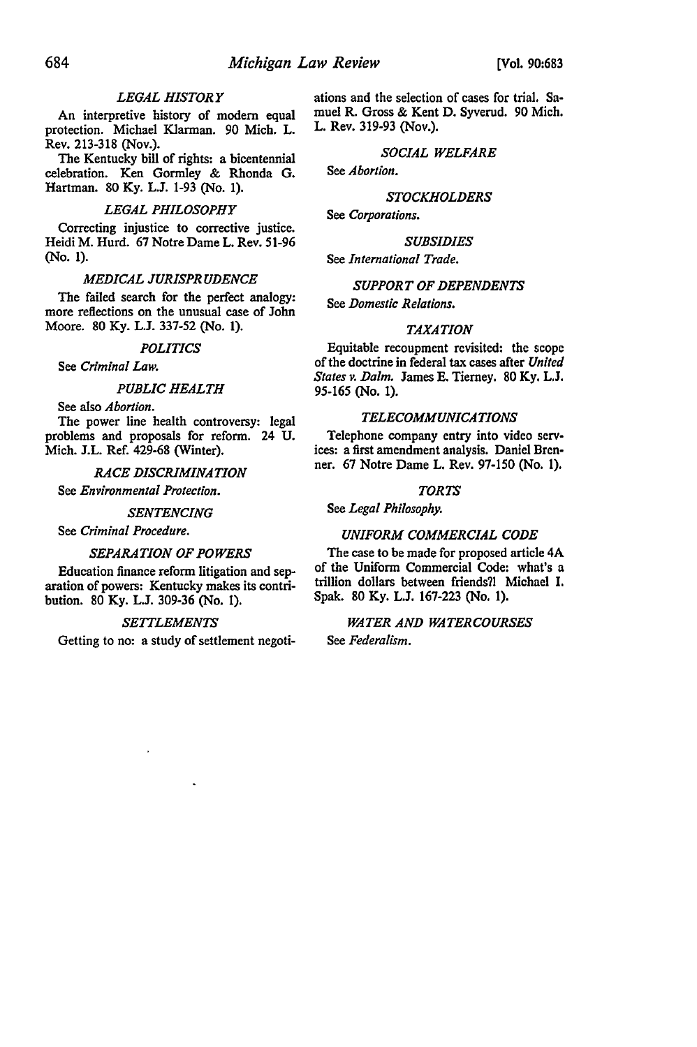### *LEGAL HISTORY*

An interpretive history of modern equal protection. Michael Klarman. 90 Mich. L. Rev. 213-318 (Nov.).

The Kentucky bill of rights: a bicentennial celebration. Ken Gormley & Rhonda G. Hartman. 80 Ky. L.J. 1-93 (No. 1).

### *LEGAL PHILOSOPHY*

Correcting injustice to corrective justice. Heidi M. Hurd. 67 Notre Dame L. Rev. 51-96 (No. 1).

### *MEDICAL JURISPRUDENCE*

The failed search for the perfect analogy: more reflections on the unusual case of John Moore. 80 Ky. L.J. 337-52 (No. 1).

### *POLITICS*

See *Criminal Law.*

### *PUBLIC HEALTH*

See also *Abortion.*

The power line health controversy: legal problems and proposals for reform. 24 U. Mich. J.L. Ref. 429-68 (Winter).

### *RACE DISCRIMINATION*

See *Environmental Protection.*

### *SENTENCING*

See *Criminal Procedure.*

### *SEPARATION OF POWERS*

Education finance reform litigation and separation of powers: Kentucky makes its contribution. 80 Ky. L.J. 309-36 (No. 1).

### *SETTLEMENTS*

Getting to no: a study of settlement negotiations and the selection of cases for trial. Samuel R. Gross & Kent D. Syverud. 90 Mich. L. Rev. 319-93 (Nov.).

### *SOCIAL WELFARE*

See *Abortion.*

### *STOCKHOLDERS*

See *Corporations.*

### *SUBSIDIES*

See *International Trade.*

### *SUPPORT OF DEPENDENTS*

See *Domestic Relations.*

### *TAXATION*

Equitable recoupment revisited: the scope of the doctrine in federal tax cases after *United States v. Dalm.* James E. Tierney. 80 Ky. L.J. 95-165 (No. 1).

### *TELECOMMUNICATIONS*

Telephone company entry into video services: a first amendment analysis. Daniel Brenner. 67 Notre Dame L. Rev. 97-150 (No. 1).

### *TORTS*

See *Legal Philosophy.*

### *UNIFORM COMMERCIAL CODE*

The case to be made for proposed article 4A of the Uniform Commercial Code: what's a trillion dollars between friends?! Michael I. Spak. 80 Ky. L.J. 167-223 (No. 1).

### *WATER AND WATERCOURSES*

See *Federalism.*